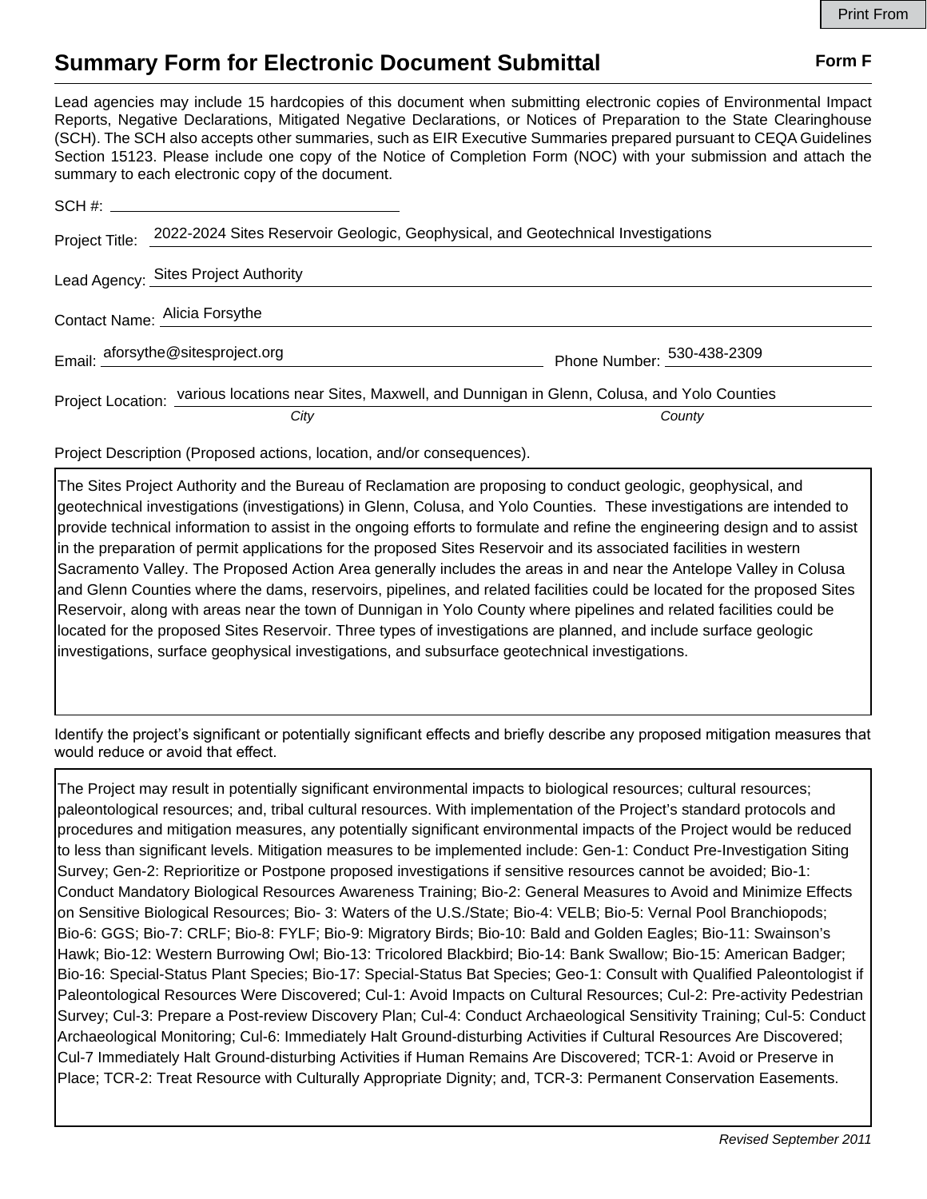Print From

# Summary Form for Electronic Document Submittal

**Form F**

Lead agencies may include 15 hardcopies of this document when submitting electronic copies of Environmental Impact Reports, Negative Declarations, Mitigated Negative Declarations, or Notices of Preparation to the State Clearinghouse (SCH). The SCH also accepts other summaries, such as EIR Executive Summaries prepared pursuant to CEQA Guidelines Section 15123. Please include one copy of the Notice of Completion Form (NOC) with your submission and attach the summary to each electronic copy of the document.

SCH #: 

Project Title: 2022-2024 Sites Reservoir Geologic, Geophysical, and Geotechnical Investigations

Lead Agency: Sites Project Authority

Contact Name: Alicia Forsythe

Email: aforsythe@sitesproject.org

Phone Number: 530-438-2309

Project Location: various locations near Sites, Maxwell, and Dunnigan in Glenn, Colusa, and Yolo Counties

*City* *County*

Project Description (Proposed actions, location, and/or consequences).

The Sites Project Authority and the Bureau of Reclamation are proposing to conduct geologic, geophysical, and geotechnical investigations (investigations) in Glenn, Colusa, and Yolo Counties. These investigations are intended to provide technical information to assist in the ongoing efforts to formulate and refine the engineering design and to assist in the preparation of permit applications for the proposed Sites Reservoir and its associated facilities in western Sacramento Valley. The Proposed Action Area generally includes the areas in and near the Antelope Valley in Colusa and Glenn Counties where the dams, reservoirs, pipelines, and related facilities could be located for the proposed Sites Reservoir, along with areas near the town of Dunnigan in Yolo County where pipelines and related facilities could be located for the proposed Sites Reservoir. Three types of investigations are planned, and include surface geologic investigations, surface geophysical investigations, and subsurface geotechnical investigations.

Identify the project's significant or potentially significant effects and briefly describe any proposed mitigation measures that would reduce or avoid that effect.

The Project may result in potentially significant environmental impacts to biological resources; cultural resources; paleontological resources; and, tribal cultural resources. With implementation of the Project's standard protocols and procedures and mitigation measures, any potentially significant environmental impacts of the Project would be reduced to less than significant levels. Mitigation measures to be implemented include: Gen-1: Conduct Pre-Investigation Siting Survey; Gen-2: Reprioritize or Postpone proposed investigations if sensitive resources cannot be avoided; Bio-1: Conduct Mandatory Biological Resources Awareness Training; Bio-2: General Measures to Avoid and Minimize Effects on Sensitive Biological Resources; Bio- 3: Waters of the U.S./State; Bio-4: VELB; Bio-5: Vernal Pool Branchiopods; Bio-6: GGS; Bio-7: CRLF; Bio-8: FYLF; Bio-9: Migratory Birds; Bio-10: Bald and Golden Eagles; Bio-11: Swainson's Hawk; Bio-12: Western Burrowing Owl; Bio-13: Tricolored Blackbird; Bio-14: Bank Swallow; Bio-15: American Badger; Bio-16: Special-Status Plant Species; Bio-17: Special-Status Bat Species; Geo-1: Consult with Qualified Paleontologist if Paleontological Resources Were Discovered; Cul-1: Avoid Impacts on Cultural Resources; Cul-2: Pre-activity Pedestrian Survey; Cul-3: Prepare a Post-review Discovery Plan; Cul-4: Conduct Archaeological Sensitivity Training; Cul-5: Conduct Archaeological Monitoring; Cul-6: Immediately Halt Ground-disturbing Activities if Cultural Resources Are Discovered; Cul-7 Immediately Halt Ground-disturbing Activities if Human Remains Are Discovered; TCR-1: Avoid or Preserve in Place; TCR-2: Treat Resource with Culturally Appropriate Dignity; and, TCR-3: Permanent Conservation Easements.

*Revised September 2011*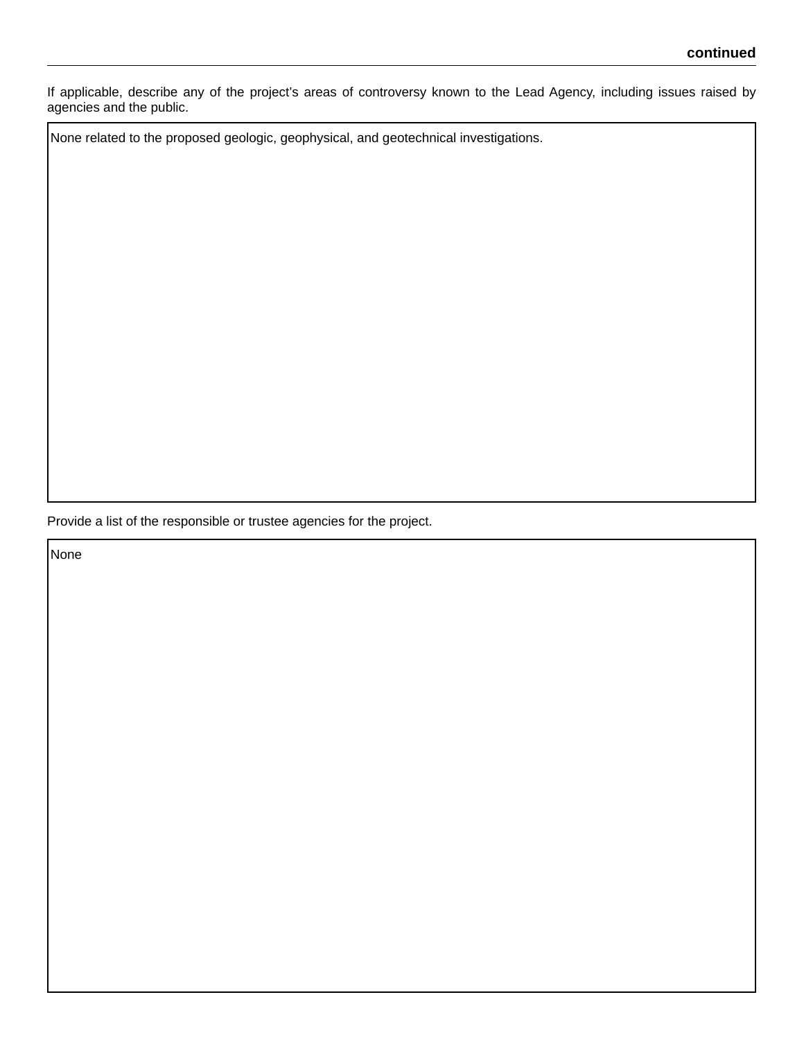**continued**

If applicable, describe any of the project's areas of controversy known to the Lead Agency, including issues raised by agencies and the public.

None related to the proposed geologic, geophysical, and geotechnical investigations.

Provide a list of the responsible or trustee agencies for the project.

None